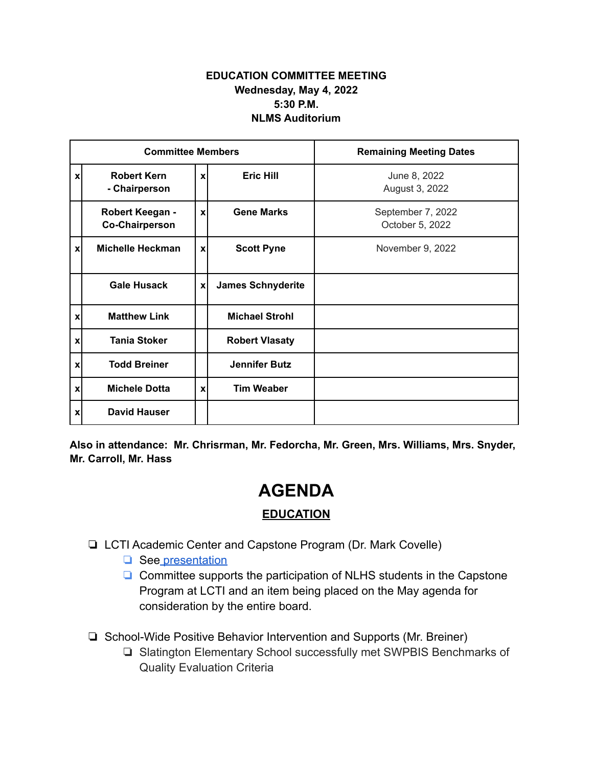**EDUCATION COMMITTEE MEETING**
**Wednesday, May 4, 2022**
**5:30 P.M.**
**NLMS Auditorium**

| Committee Members | | | | Remaining Meeting Dates |
|---|---|---|---|---|
| x | **Robert Kern - Chairperson** | x | **Eric Hill** | June 8, 2022<br>August 3, 2022 |
| | **Robert Keegan - Co-Chairperson** | x | **Gene Marks** | September 7, 2022<br>October 5, 2022 |
| x | **Michelle Heckman** | x | **Scott Pyne** | November 9, 2022 |
| | **Gale Husack** | x | **James Schnyderite** | |
| x | **Matthew Link** | | **Michael Strohl** | |
| x | **Tania Stoker** | | **Robert Vlasaty** | |
| x | **Todd Breiner** | | **Jennifer Butz** | |
| x | **Michele Dotta** | x | **Tim Weaber** | |
| x | **David Hauser** | | | |

**Also in attendance: Mr. Chrisrman, Mr. Fedorcha, Mr. Green, Mrs. Williams, Mrs. Snyder, Mr. Carroll, Mr. Hass**

# AGENDA

## EDUCATION

- LCTI Academic Center and Capstone Program (Dr. Mark Covelle)
  - See presentation
  - Committee supports the participation of NLHS students in the Capstone Program at LCTI and an item being placed on the May agenda for consideration by the entire board.

- School-Wide Positive Behavior Intervention and Supports (Mr. Breiner)
  - Slatington Elementary School successfully met SWPBIS Benchmarks of Quality Evaluation Criteria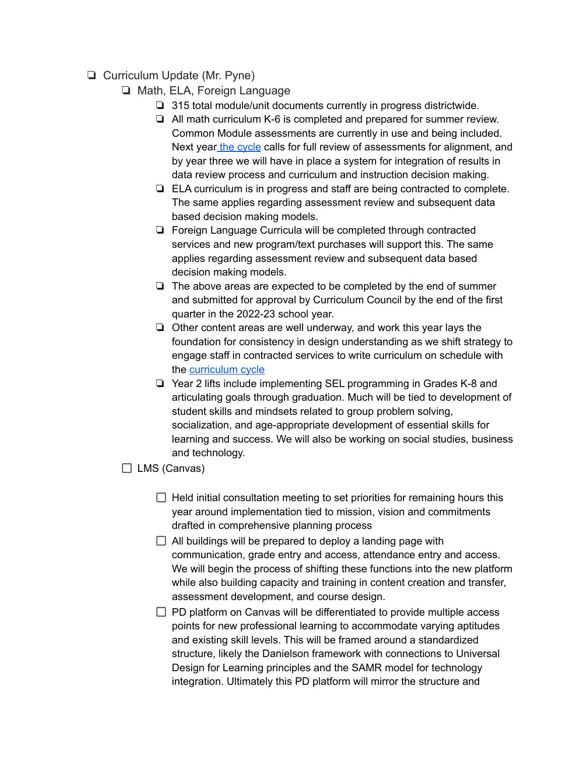- ❑ Curriculum Update (Mr. Pyne)
  - ❑ Math, ELA, Foreign Language
    - ❑ 315 total module/unit documents currently in progress districtwide.
    - ❑ All math curriculum K-6 is completed and prepared for summer review. Common Module assessments are currently in use and being included. Next year the cycle calls for full review of assessments for alignment, and by year three we will have in place a system for integration of results in data review process and curriculum and instruction decision making.
    - ❑ ELA curriculum is in progress and staff are being contracted to complete. The same applies regarding assessment review and subsequent data based decision making models.
    - ❑ Foreign Language Curricula will be completed through contracted services and new program/text purchases will support this. The same applies regarding assessment review and subsequent data based decision making models.
    - ❑ The above areas are expected to be completed by the end of summer and submitted for approval by Curriculum Council by the end of the first quarter in the 2022-23 school year.
    - ❑ Other content areas are well underway, and work this year lays the foundation for consistency in design understanding as we shift strategy to engage staff in contracted services to write curriculum on schedule with the curriculum cycle
    - ❑ Year 2 lifts include implementing SEL programming in Grades K-8 and articulating goals through graduation. Much will be tied to development of student skills and mindsets related to group problem solving, socialization, and age-appropriate development of essential skills for learning and success. We will also be working on social studies, business and technology.
  - ☐ LMS (Canvas)
    - ☐ Held initial consultation meeting to set priorities for remaining hours this year around implementation tied to mission, vision and commitments drafted in comprehensive planning process
    - ☐ All buildings will be prepared to deploy a landing page with communication, grade entry and access, attendance entry and access. We will begin the process of shifting these functions into the new platform while also building capacity and training in content creation and transfer, assessment development, and course design.
    - ☐ PD platform on Canvas will be differentiated to provide multiple access points for new professional learning to accommodate varying aptitudes and existing skill levels. This will be framed around a standardized structure, likely the Danielson framework with connections to Universal Design for Learning principles and the SAMR model for technology integration. Ultimately this PD platform will mirror the structure and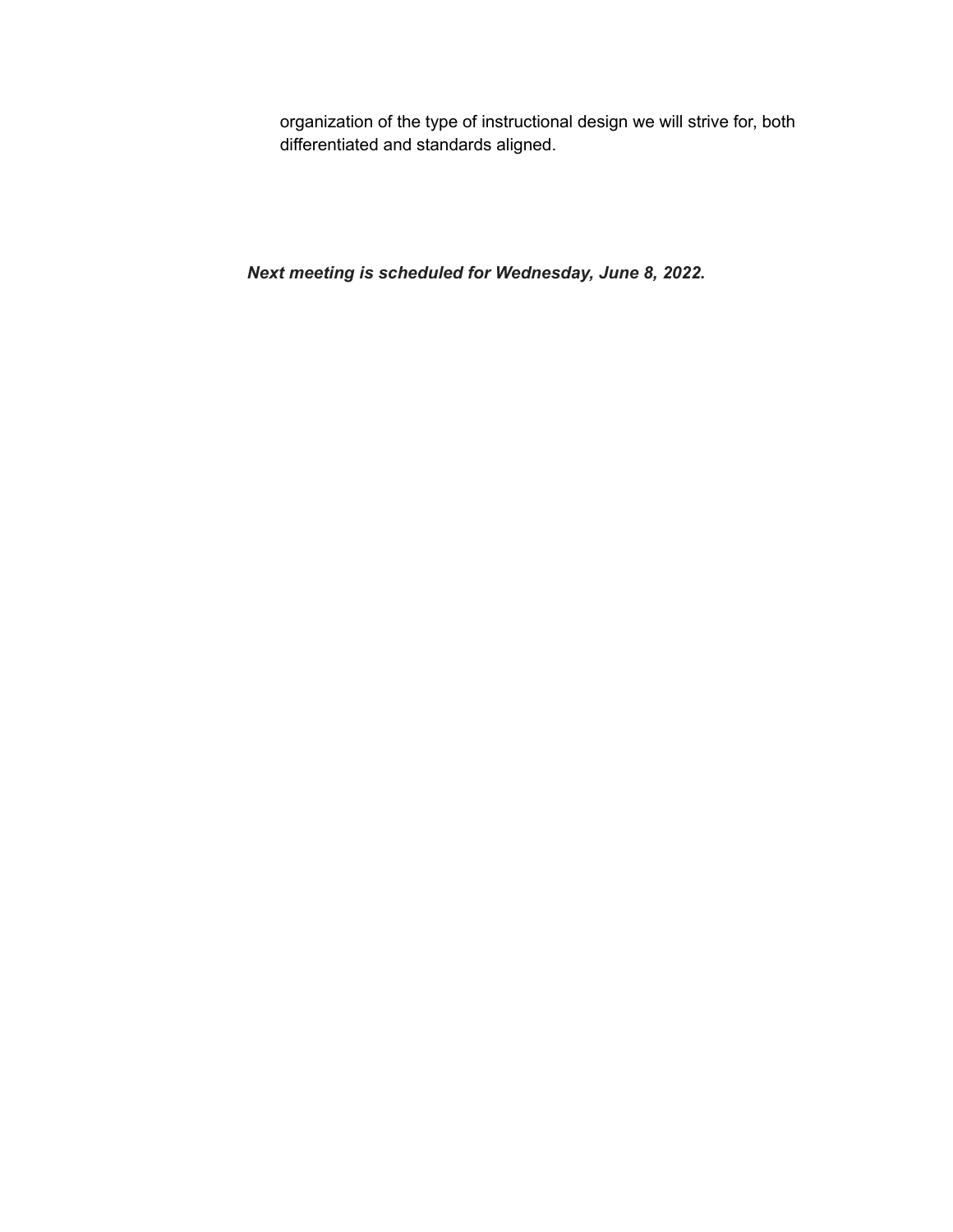organization of the type of instructional design we will strive for, both differentiated and standards aligned.

***Next meeting is scheduled for Wednesday, June 8, 2022.***